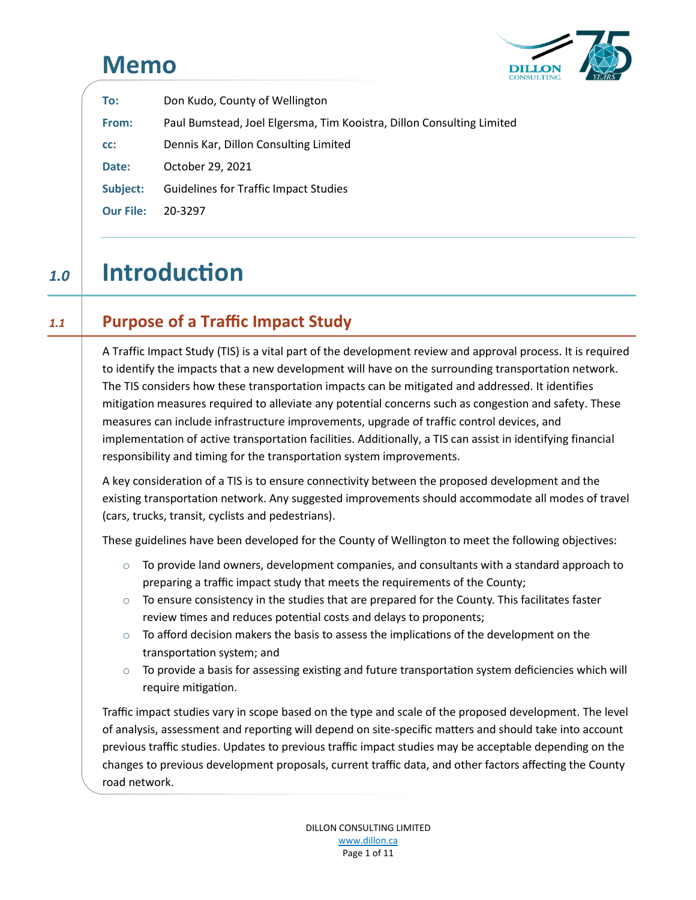# Memo

| | |
|---|---|
| **To:** | Don Kudo, County of Wellington |
| **From:** | Paul Bumstead, Joel Elgersma, Tim Kooistra, Dillon Consulting Limited |
| **cc:** | Dennis Kar, Dillon Consulting Limited |
| **Date:** | October 29, 2021 |
| **Subject:** | Guidelines for Traffic Impact Studies |
| **Our File:** | 20-3297 |

# 1.0 Introduction

## 1.1 Purpose of a Traffic Impact Study

A Traffic Impact Study (TIS) is a vital part of the development review and approval process. It is required to identify the impacts that a new development will have on the surrounding transportation network. The TIS considers how these transportation impacts can be mitigated and addressed. It identifies mitigation measures required to alleviate any potential concerns such as congestion and safety. These measures can include infrastructure improvements, upgrade of traffic control devices, and implementation of active transportation facilities. Additionally, a TIS can assist in identifying financial responsibility and timing for the transportation system improvements.

A key consideration of a TIS is to ensure connectivity between the proposed development and the existing transportation network. Any suggested improvements should accommodate all modes of travel (cars, trucks, transit, cyclists and pedestrians).

These guidelines have been developed for the County of Wellington to meet the following objectives:

- To provide land owners, development companies, and consultants with a standard approach to preparing a traffic impact study that meets the requirements of the County;
- To ensure consistency in the studies that are prepared for the County. This facilitates faster review times and reduces potential costs and delays to proponents;
- To afford decision makers the basis to assess the implications of the development on the transportation system; and
- To provide a basis for assessing existing and future transportation system deficiencies which will require mitigation.

Traffic impact studies vary in scope based on the type and scale of the proposed development. The level of analysis, assessment and reporting will depend on site-specific matters and should take into account previous traffic studies. Updates to previous traffic impact studies may be acceptable depending on the changes to previous development proposals, current traffic data, and other factors affecting the County road network.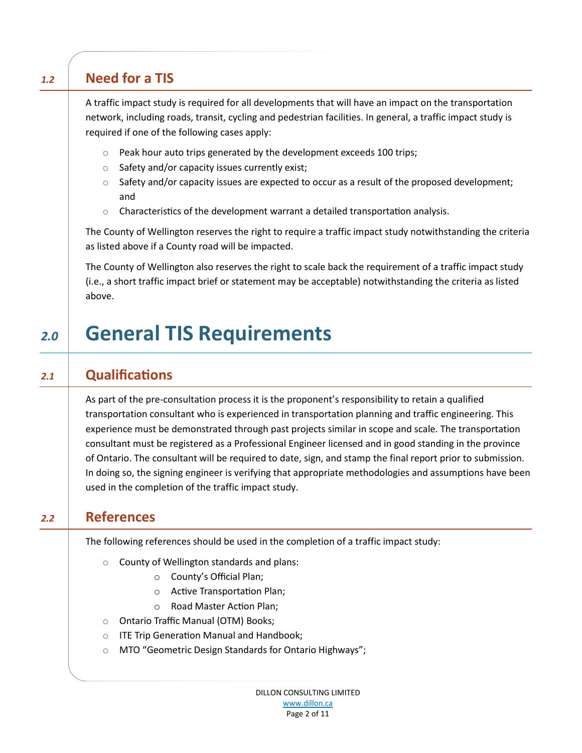## 1.2 Need for a TIS

A traffic impact study is required for all developments that will have an impact on the transportation network, including roads, transit, cycling and pedestrian facilities. In general, a traffic impact study is required if one of the following cases apply:

- Peak hour auto trips generated by the development exceeds 100 trips;
- Safety and/or capacity issues currently exist;
- Safety and/or capacity issues are expected to occur as a result of the proposed development; and
- Characteristics of the development warrant a detailed transportation analysis.

The County of Wellington reserves the right to require a traffic impact study notwithstanding the criteria as listed above if a County road will be impacted.

The County of Wellington also reserves the right to scale back the requirement of a traffic impact study (i.e., a short traffic impact brief or statement may be acceptable) notwithstanding the criteria as listed above.

# 2.0 General TIS Requirements

## 2.1 Qualifications

As part of the pre-consultation process it is the proponent's responsibility to retain a qualified transportation consultant who is experienced in transportation planning and traffic engineering. This experience must be demonstrated through past projects similar in scope and scale. The transportation consultant must be registered as a Professional Engineer licensed and in good standing in the province of Ontario. The consultant will be required to date, sign, and stamp the final report prior to submission. In doing so, the signing engineer is verifying that appropriate methodologies and assumptions have been used in the completion of the traffic impact study.

## 2.2 References

The following references should be used in the completion of a traffic impact study:

- County of Wellington standards and plans:
  - County's Official Plan;
  - Active Transportation Plan;
  - Road Master Action Plan;
- Ontario Traffic Manual (OTM) Books;
- ITE Trip Generation Manual and Handbook;
- MTO "Geometric Design Standards for Ontario Highways";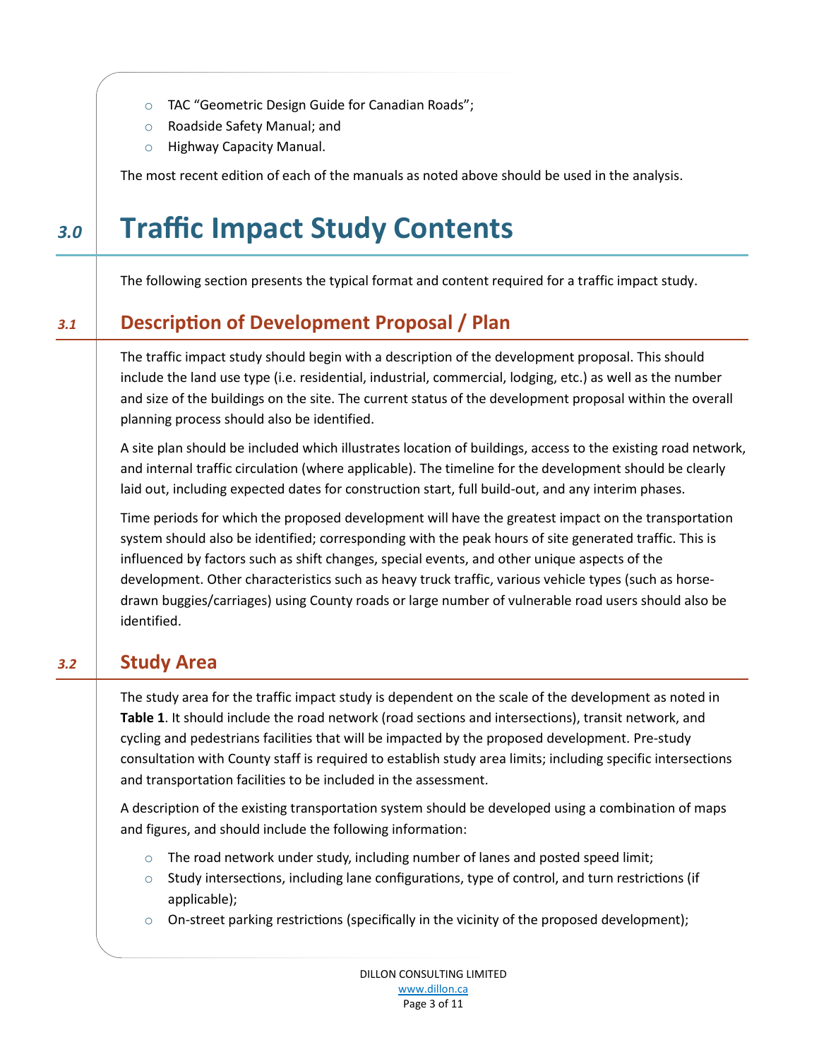- TAC “Geometric Design Guide for Canadian Roads”;
- Roadside Safety Manual; and
- Highway Capacity Manual.

The most recent edition of each of the manuals as noted above should be used in the analysis.

# 3.0 Traffic Impact Study Contents

The following section presents the typical format and content required for a traffic impact study.

## 3.1 Description of Development Proposal / Plan

The traffic impact study should begin with a description of the development proposal. This should include the land use type (i.e. residential, industrial, commercial, lodging, etc.) as well as the number and size of the buildings on the site. The current status of the development proposal within the overall planning process should also be identified.

A site plan should be included which illustrates location of buildings, access to the existing road network, and internal traffic circulation (where applicable). The timeline for the development should be clearly laid out, including expected dates for construction start, full build-out, and any interim phases.

Time periods for which the proposed development will have the greatest impact on the transportation system should also be identified; corresponding with the peak hours of site generated traffic. This is influenced by factors such as shift changes, special events, and other unique aspects of the development. Other characteristics such as heavy truck traffic, various vehicle types (such as horse-drawn buggies/carriages) using County roads or large number of vulnerable road users should also be identified.

## 3.2 Study Area

The study area for the traffic impact study is dependent on the scale of the development as noted in **Table 1**. It should include the road network (road sections and intersections), transit network, and cycling and pedestrians facilities that will be impacted by the proposed development. Pre-study consultation with County staff is required to establish study area limits; including specific intersections and transportation facilities to be included in the assessment.

A description of the existing transportation system should be developed using a combination of maps and figures, and should include the following information:

- The road network under study, including number of lanes and posted speed limit;
- Study intersections, including lane configurations, type of control, and turn restrictions (if applicable);
- On-street parking restrictions (specifically in the vicinity of the proposed development);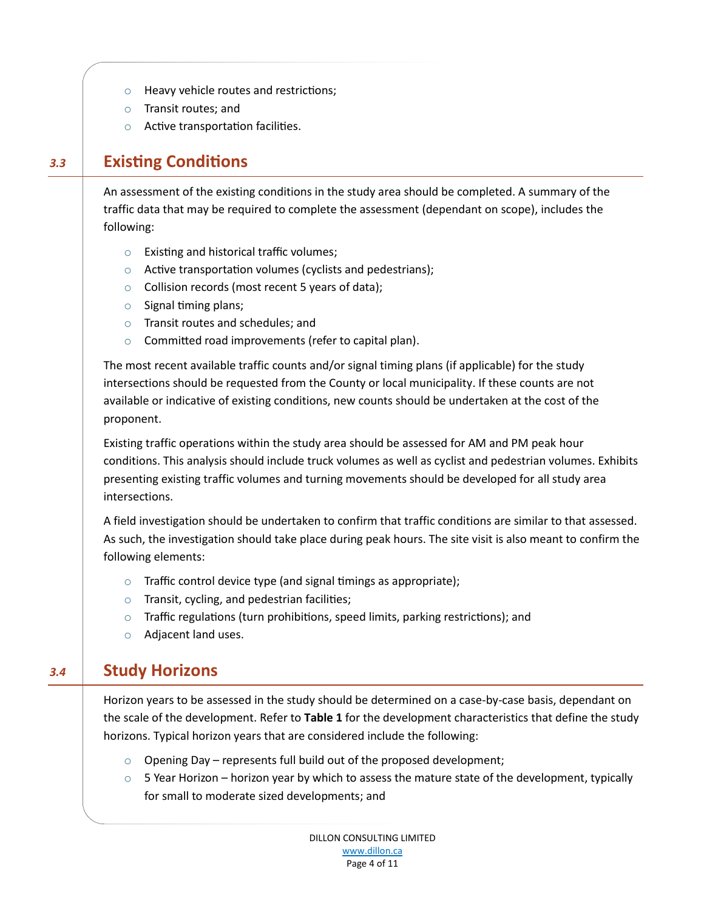- Heavy vehicle routes and restrictions;
- Transit routes; and
- Active transportation facilities.

## 3.3 Existing Conditions

An assessment of the existing conditions in the study area should be completed. A summary of the traffic data that may be required to complete the assessment (dependant on scope), includes the following:

- Existing and historical traffic volumes;
- Active transportation volumes (cyclists and pedestrians);
- Collision records (most recent 5 years of data);
- Signal timing plans;
- Transit routes and schedules; and
- Committed road improvements (refer to capital plan).

The most recent available traffic counts and/or signal timing plans (if applicable) for the study intersections should be requested from the County or local municipality. If these counts are not available or indicative of existing conditions, new counts should be undertaken at the cost of the proponent.

Existing traffic operations within the study area should be assessed for AM and PM peak hour conditions. This analysis should include truck volumes as well as cyclist and pedestrian volumes. Exhibits presenting existing traffic volumes and turning movements should be developed for all study area intersections.

A field investigation should be undertaken to confirm that traffic conditions are similar to that assessed. As such, the investigation should take place during peak hours. The site visit is also meant to confirm the following elements:

- Traffic control device type (and signal timings as appropriate);
- Transit, cycling, and pedestrian facilities;
- Traffic regulations (turn prohibitions, speed limits, parking restrictions); and
- Adjacent land uses.

## 3.4 Study Horizons

Horizon years to be assessed in the study should be determined on a case-by-case basis, dependant on the scale of the development. Refer to **Table 1** for the development characteristics that define the study horizons. Typical horizon years that are considered include the following:

- Opening Day – represents full build out of the proposed development;
- 5 Year Horizon – horizon year by which to assess the mature state of the development, typically for small to moderate sized developments; and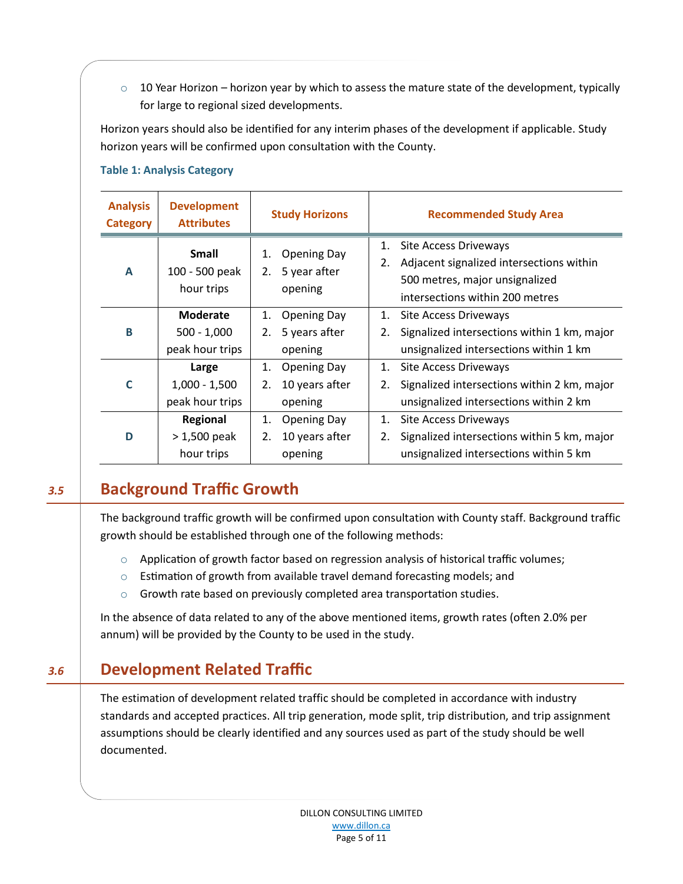- 10 Year Horizon – horizon year by which to assess the mature state of the development, typically for large to regional sized developments.

Horizon years should also be identified for any interim phases of the development if applicable. Study horizon years will be confirmed upon consultation with the County.

**Table 1: Analysis Category**

| Analysis Category | Development Attributes | Study Horizons | Recommended Study Area |
|---|---|---|---|
| **A** | **Small** 100 - 500 peak hour trips | 1. Opening Day 2. 5 year after opening | 1. Site Access Driveways 2. Adjacent signalized intersections within 500 metres, major unsignalized intersections within 200 metres |
| **B** | **Moderate** 500 - 1,000 peak hour trips | 1. Opening Day 2. 5 years after opening | 1. Site Access Driveways 2. Signalized intersections within 1 km, major unsignalized intersections within 1 km |
| **C** | **Large** 1,000 - 1,500 peak hour trips | 1. Opening Day 2. 10 years after opening | 1. Site Access Driveways 2. Signalized intersections within 2 km, major unsignalized intersection within 2 km |
| **D** | **Regional** > 1,500 peak hour trips | 1. Opening Day 2. 10 years after opening | 1. Site Access Driveways 2. Signalized intersections within 5 km, major unsignalized intersections within 5 km |

## 3.5 Background Traffic Growth

The background traffic growth will be confirmed upon consultation with County staff. Background traffic growth should be established through one of the following methods:

- Application of growth factor based on regression analysis of historical traffic volumes;
- Estimation of growth from available travel demand forecasting models; and
- Growth rate based on previously completed area transportation studies.

In the absence of data related to any of the above mentioned items, growth rates (often 2.0% per annum) will be provided by the County to be used in the study.

## 3.6 Development Related Traffic

The estimation of development related traffic should be completed in accordance with industry standards and accepted practices. All trip generation, mode split, trip distribution, and trip assignment assumptions should be clearly identified and any sources used as part of the study should be well documented.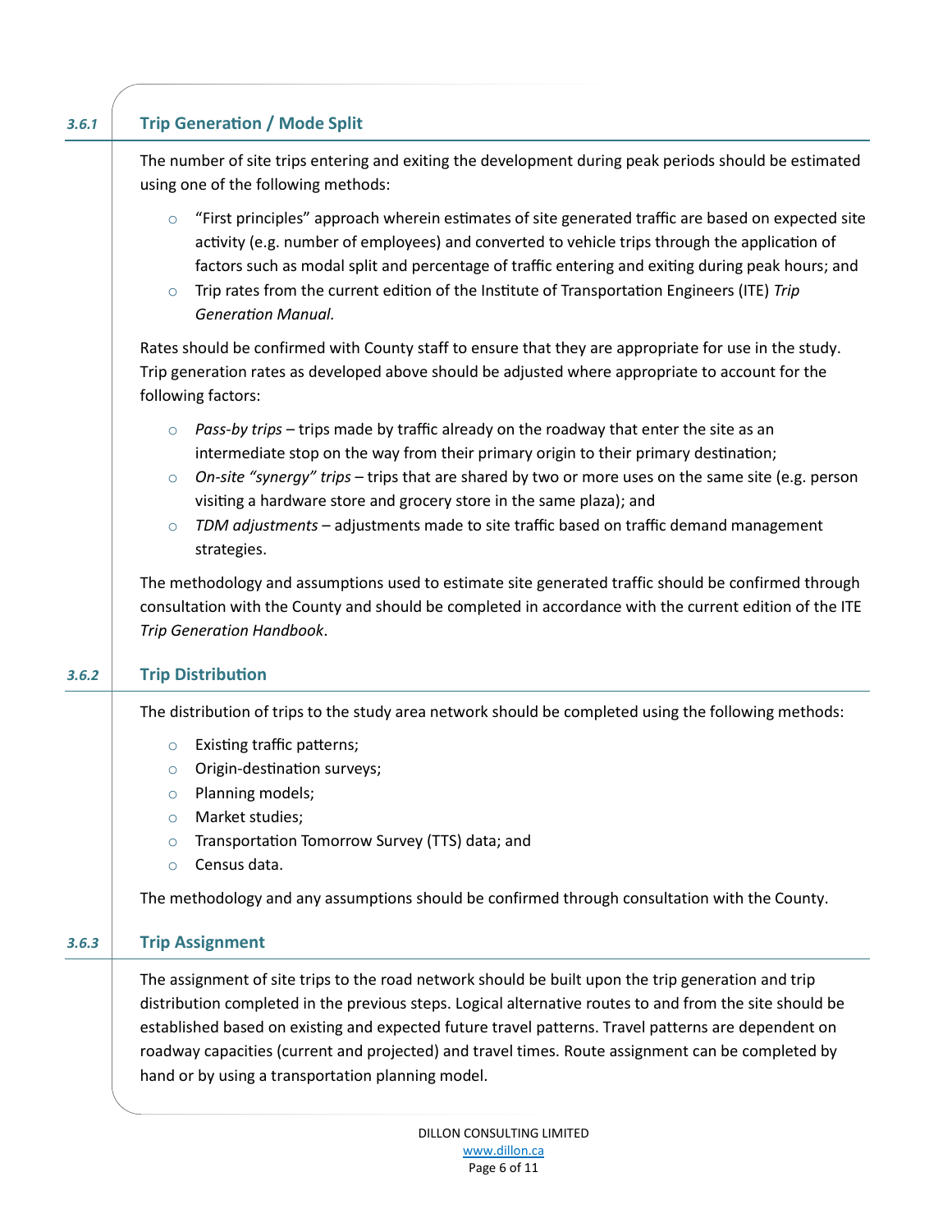### 3.6.1 Trip Generation / Mode Split

The number of site trips entering and exiting the development during peak periods should be estimated using one of the following methods:

- "First principles" approach wherein estimates of site generated traffic are based on expected site activity (e.g. number of employees) and converted to vehicle trips through the application of factors such as modal split and percentage of traffic entering and exiting during peak hours; and
- Trip rates from the current edition of the Institute of Transportation Engineers (ITE) *Trip Generation Manual.*

Rates should be confirmed with County staff to ensure that they are appropriate for use in the study. Trip generation rates as developed above should be adjusted where appropriate to account for the following factors:

- *Pass-by trips* – trips made by traffic already on the roadway that enter the site as an intermediate stop on the way from their primary origin to their primary destination;
- *On-site "synergy" trips* – trips that are shared by two or more uses on the same site (e.g. person visiting a hardware store and grocery store in the same plaza); and
- *TDM adjustments* – adjustments made to site traffic based on traffic demand management strategies.

The methodology and assumptions used to estimate site generated traffic should be confirmed through consultation with the County and should be completed in accordance with the current edition of the ITE *Trip Generation Handbook*.

### 3.6.2 Trip Distribution

The distribution of trips to the study area network should be completed using the following methods:

- Existing traffic patterns;
- Origin-destination surveys;
- Planning models;
- Market studies;
- Transportation Tomorrow Survey (TTS) data; and
- Census data.

The methodology and any assumptions should be confirmed through consultation with the County.

### 3.6.3 Trip Assignment

The assignment of site trips to the road network should be built upon the trip generation and trip distribution completed in the previous steps. Logical alternative routes to and from the site should be established based on existing and expected future travel patterns. Travel patterns are dependent on roadway capacities (current and projected) and travel times. Route assignment can be completed by hand or by using a transportation planning model.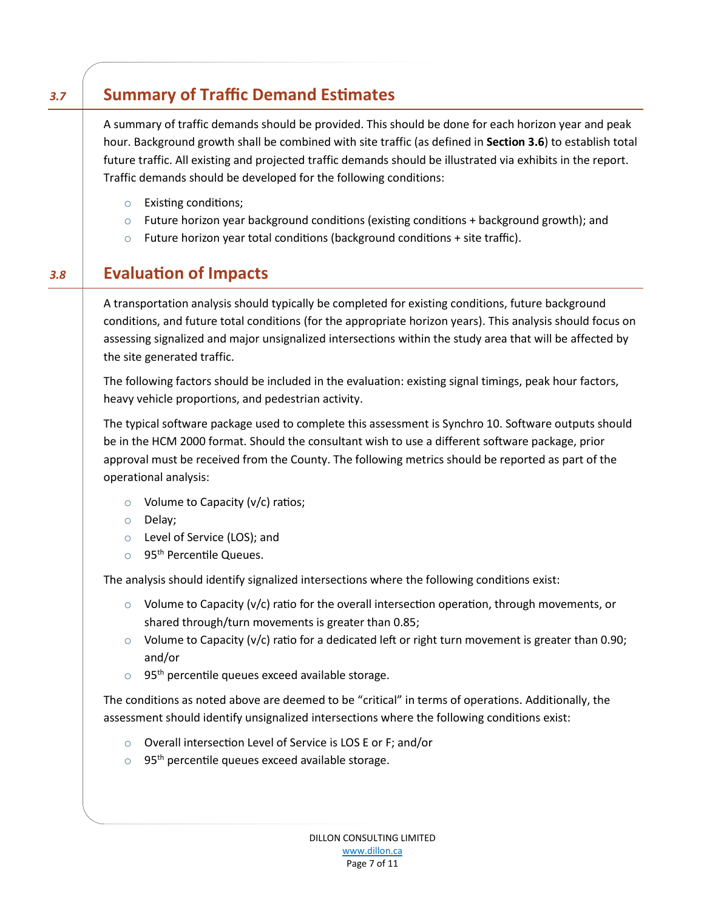## 3.7 Summary of Traffic Demand Estimates

A summary of traffic demands should be provided. This should be done for each horizon year and peak hour. Background growth shall be combined with site traffic (as defined in **Section 3.6**) to establish total future traffic. All existing and projected traffic demands should be illustrated via exhibits in the report. Traffic demands should be developed for the following conditions:

- Existing conditions;
- Future horizon year background conditions (existing conditions + background growth); and
- Future horizon year total conditions (background conditions + site traffic).

## 3.8 Evaluation of Impacts

A transportation analysis should typically be completed for existing conditions, future background conditions, and future total conditions (for the appropriate horizon years). This analysis should focus on assessing signalized and major unsignalized intersections within the study area that will be affected by the site generated traffic.

The following factors should be included in the evaluation: existing signal timings, peak hour factors, heavy vehicle proportions, and pedestrian activity.

The typical software package used to complete this assessment is Synchro 10. Software outputs should be in the HCM 2000 format. Should the consultant wish to use a different software package, prior approval must be received from the County. The following metrics should be reported as part of the operational analysis:

- Volume to Capacity (v/c) ratios;
- Delay;
- Level of Service (LOS); and
- 95th Percentile Queues.

The analysis should identify signalized intersections where the following conditions exist:

- Volume to Capacity (v/c) ratio for the overall intersection operation, through movements, or shared through/turn movements is greater than 0.85;
- Volume to Capacity (v/c) ratio for a dedicated left or right turn movement is greater than 0.90; and/or
- 95th percentile queues exceed available storage.

The conditions as noted above are deemed to be "critical" in terms of operations. Additionally, the assessment should identify unsignalized intersections where the following conditions exist:

- Overall intersection Level of Service is LOS E or F; and/or
- 95th percentile queues exceed available storage.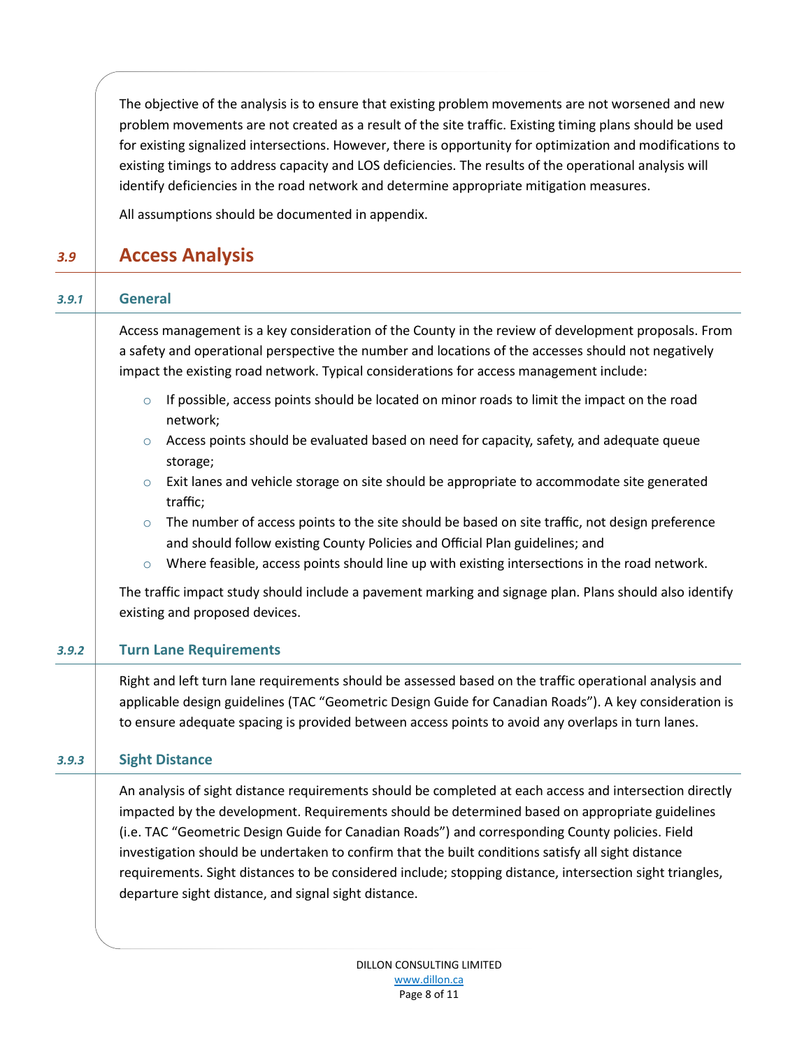The objective of the analysis is to ensure that existing problem movements are not worsened and new problem movements are not created as a result of the site traffic. Existing timing plans should be used for existing signalized intersections. However, there is opportunity for optimization and modifications to existing timings to address capacity and LOS deficiencies. The results of the operational analysis will identify deficiencies in the road network and determine appropriate mitigation measures.

All assumptions should be documented in appendix.

## 3.9 Access Analysis

### 3.9.1 General

Access management is a key consideration of the County in the review of development proposals. From a safety and operational perspective the number and locations of the accesses should not negatively impact the existing road network. Typical considerations for access management include:

- If possible, access points should be located on minor roads to limit the impact on the road network;
- Access points should be evaluated based on need for capacity, safety, and adequate queue storage;
- Exit lanes and vehicle storage on site should be appropriate to accommodate site generated traffic;
- The number of access points to the site should be based on site traffic, not design preference and should follow existing County Policies and Official Plan guidelines; and
- Where feasible, access points should line up with existing intersections in the road network.

The traffic impact study should include a pavement marking and signage plan. Plans should also identify existing and proposed devices.

### 3.9.2 Turn Lane Requirements

Right and left turn lane requirements should be assessed based on the traffic operational analysis and applicable design guidelines (TAC "Geometric Design Guide for Canadian Roads"). A key consideration is to ensure adequate spacing is provided between access points to avoid any overlaps in turn lanes.

### 3.9.3 Sight Distance

An analysis of sight distance requirements should be completed at each access and intersection directly impacted by the development. Requirements should be determined based on appropriate guidelines (i.e. TAC "Geometric Design Guide for Canadian Roads") and corresponding County policies. Field investigation should be undertaken to confirm that the built conditions satisfy all sight distance requirements. Sight distances to be considered include; stopping distance, intersection sight triangles, departure sight distance, and signal sight distance.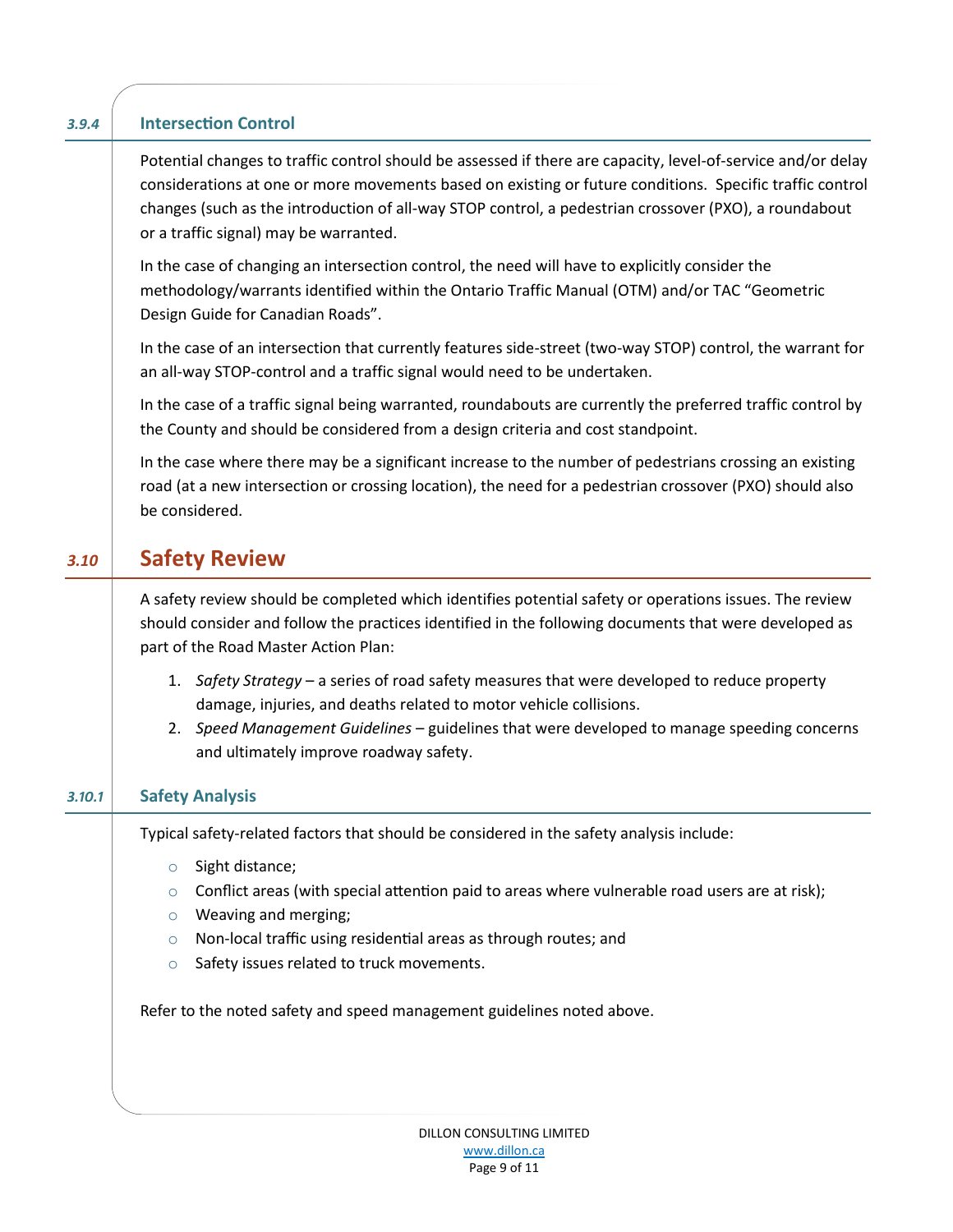### 3.9.4 Intersection Control

Potential changes to traffic control should be assessed if there are capacity, level-of-service and/or delay considerations at one or more movements based on existing or future conditions. Specific traffic control changes (such as the introduction of all-way STOP control, a pedestrian crossover (PXO), a roundabout or a traffic signal) may be warranted.

In the case of changing an intersection control, the need will have to explicitly consider the methodology/warrants identified within the Ontario Traffic Manual (OTM) and/or TAC "Geometric Design Guide for Canadian Roads".

In the case of an intersection that currently features side-street (two-way STOP) control, the warrant for an all-way STOP-control and a traffic signal would need to be undertaken.

In the case of a traffic signal being warranted, roundabouts are currently the preferred traffic control by the County and should be considered from a design criteria and cost standpoint.

In the case where there may be a significant increase to the number of pedestrians crossing an existing road (at a new intersection or crossing location), the need for a pedestrian crossover (PXO) should also be considered.

## 3.10 Safety Review

A safety review should be completed which identifies potential safety or operations issues. The review should consider and follow the practices identified in the following documents that were developed as part of the Road Master Action Plan:

1. *Safety Strategy* – a series of road safety measures that were developed to reduce property damage, injuries, and deaths related to motor vehicle collisions.
2. *Speed Management Guidelines* – guidelines that were developed to manage speeding concerns and ultimately improve roadway safety.

### 3.10.1 Safety Analysis

Typical safety-related factors that should be considered in the safety analysis include:

- Sight distance;
- Conflict areas (with special attention paid to areas where vulnerable road users are at risk);
- Weaving and merging;
- Non-local traffic using residential areas as through routes; and
- Safety issues related to truck movements.

Refer to the noted safety and speed management guidelines noted above.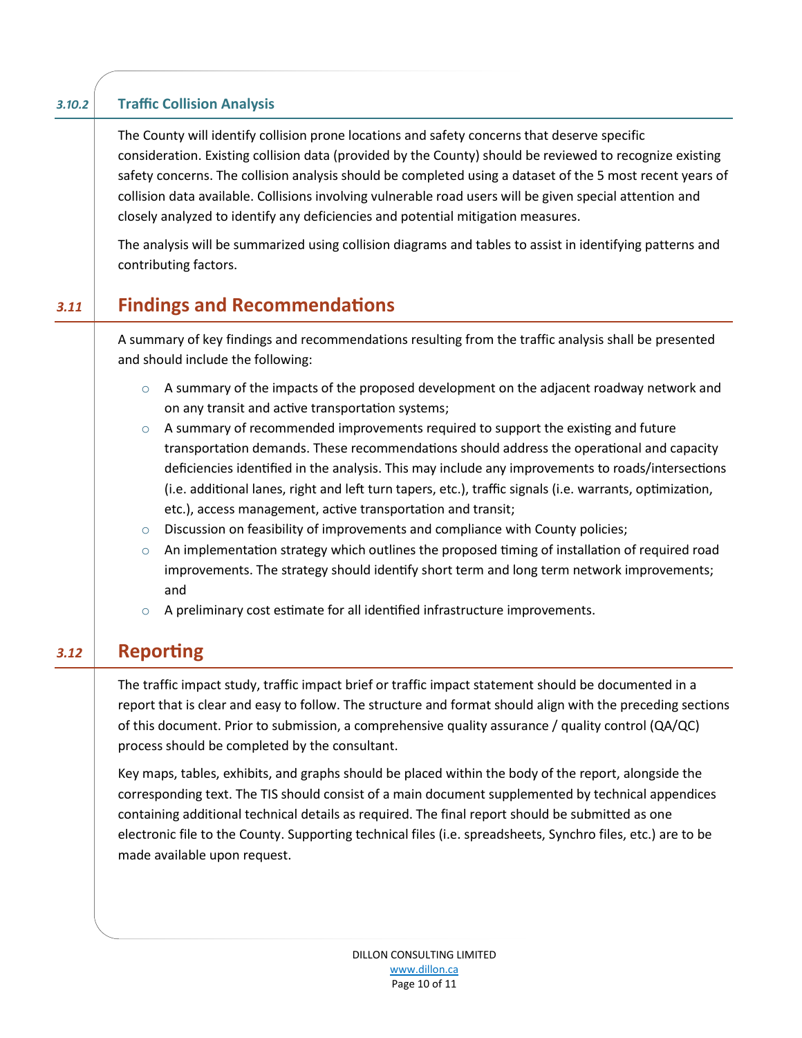### 3.10.2 Traffic Collision Analysis

The County will identify collision prone locations and safety concerns that deserve specific consideration. Existing collision data (provided by the County) should be reviewed to recognize existing safety concerns. The collision analysis should be completed using a dataset of the 5 most recent years of collision data available. Collisions involving vulnerable road users will be given special attention and closely analyzed to identify any deficiencies and potential mitigation measures.

The analysis will be summarized using collision diagrams and tables to assist in identifying patterns and contributing factors.

## 3.11 Findings and Recommendations

A summary of key findings and recommendations resulting from the traffic analysis shall be presented and should include the following:

- A summary of the impacts of the proposed development on the adjacent roadway network and on any transit and active transportation systems;
- A summary of recommended improvements required to support the existing and future transportation demands. These recommendations should address the operational and capacity deficiencies identified in the analysis. This may include any improvements to roads/intersections (i.e. additional lanes, right and left turn tapers, etc.), traffic signals (i.e. warrants, optimization, etc.), access management, active transportation and transit;
- Discussion on feasibility of improvements and compliance with County policies;
- An implementation strategy which outlines the proposed timing of installation of required road improvements. The strategy should identify short term and long term network improvements; and
- A preliminary cost estimate for all identified infrastructure improvements.

## 3.12 Reporting

The traffic impact study, traffic impact brief or traffic impact statement should be documented in a report that is clear and easy to follow. The structure and format should align with the preceding sections of this document. Prior to submission, a comprehensive quality assurance / quality control (QA/QC) process should be completed by the consultant.

Key maps, tables, exhibits, and graphs should be placed within the body of the report, alongside the corresponding text. The TIS should consist of a main document supplemented by technical appendices containing additional technical details as required. The final report should be submitted as one electronic file to the County. Supporting technical files (i.e. spreadsheets, Synchro files, etc.) are to be made available upon request.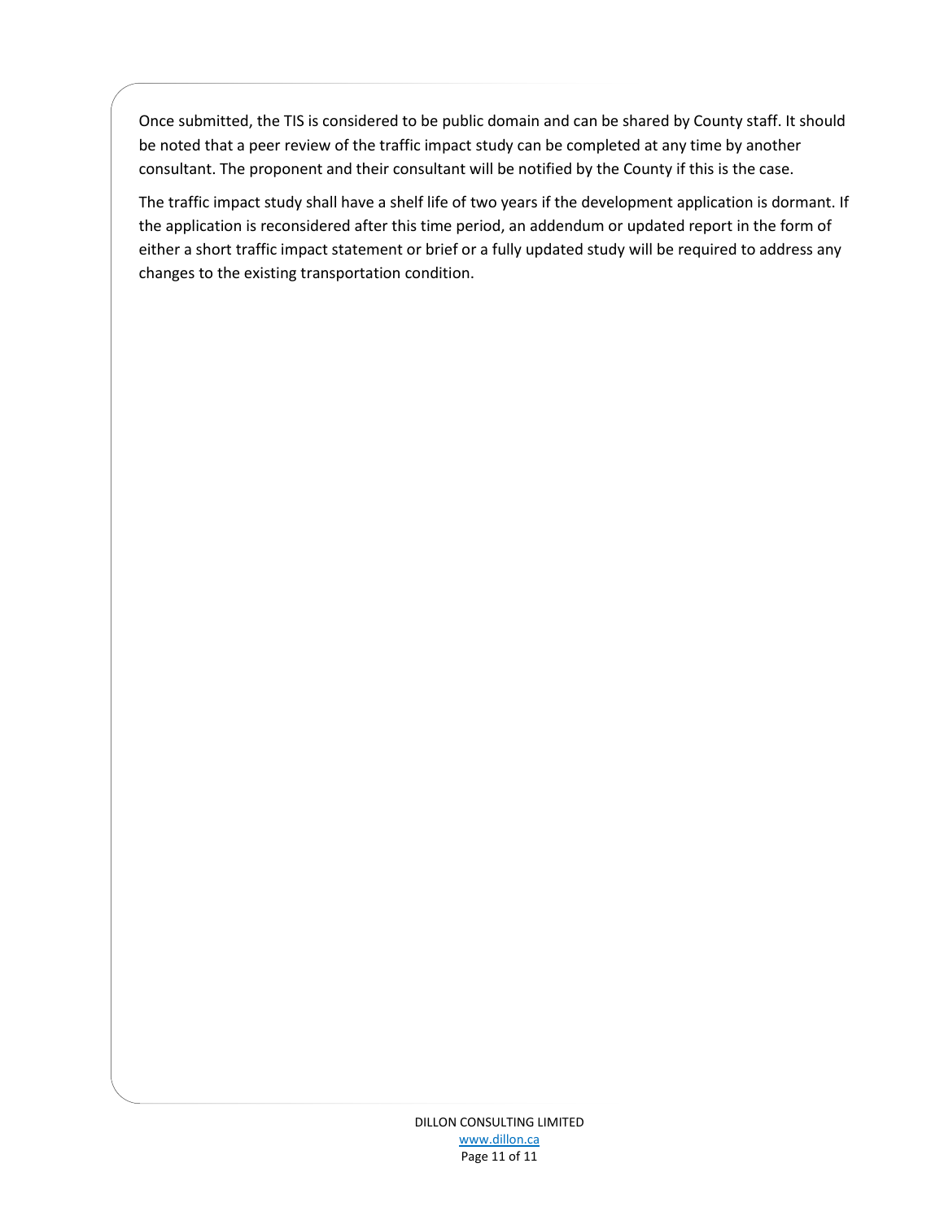Once submitted, the TIS is considered to be public domain and can be shared by County staff. It should be noted that a peer review of the traffic impact study can be completed at any time by another consultant. The proponent and their consultant will be notified by the County if this is the case.

The traffic impact study shall have a shelf life of two years if the development application is dormant. If the application is reconsidered after this time period, an addendum or updated report in the form of either a short traffic impact statement or brief or a fully updated study will be required to address any changes to the existing transportation condition.